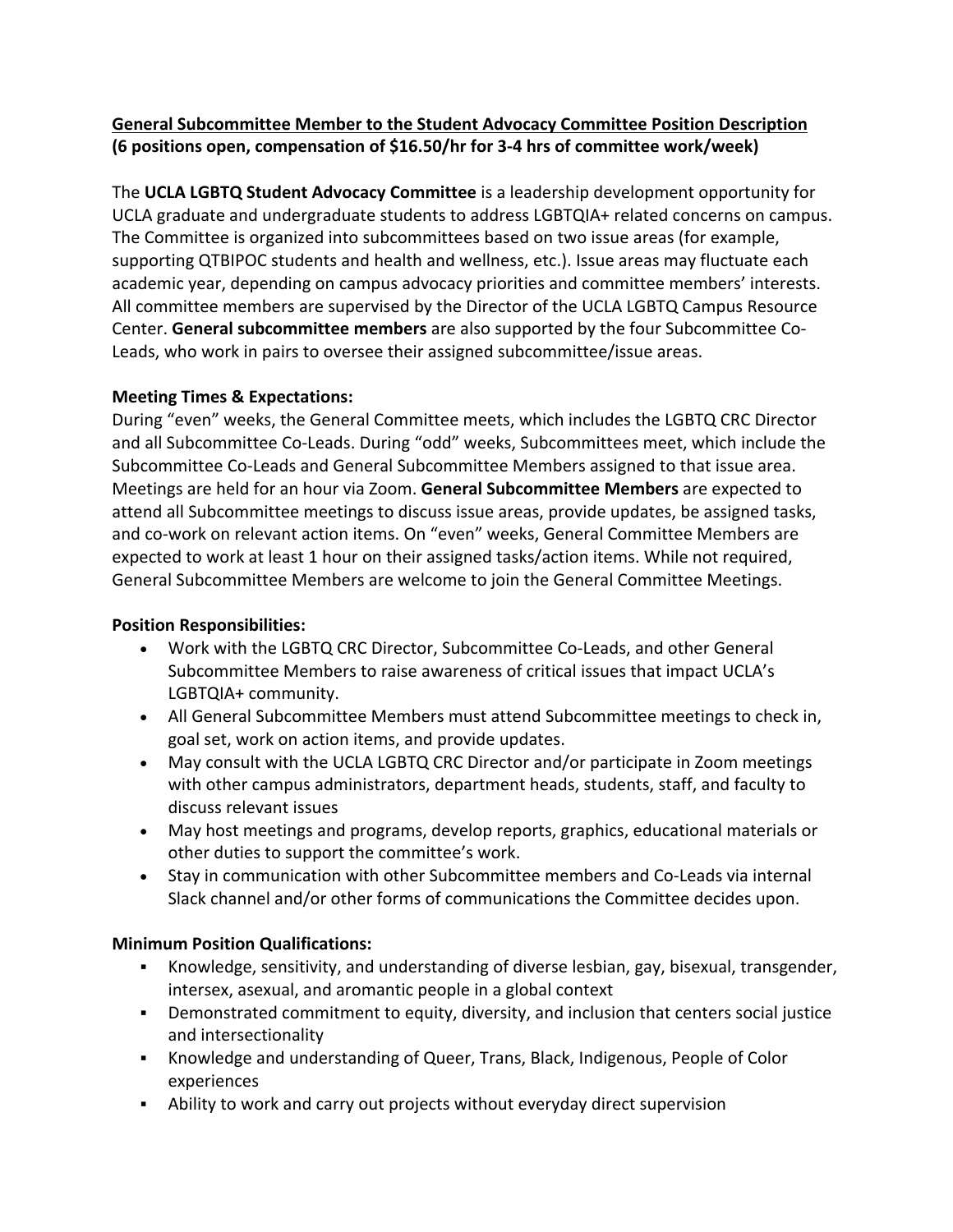**<u>General Subcommittee Member to the Student Advocacy Committee Position Description</u>**
**(6 positions open, compensation of $16.50/hr for 3-4 hrs of committee work/week)**

The **UCLA LGBTQ Student Advocacy Committee** is a leadership development opportunity for UCLA graduate and undergraduate students to address LGBTQIA+ related concerns on campus. The Committee is organized into subcommittees based on two issue areas (for example, supporting QTBIPOC students and health and wellness, etc.). Issue areas may fluctuate each academic year, depending on campus advocacy priorities and committee members' interests. All committee members are supervised by the Director of the UCLA LGBTQ Campus Resource Center. **General subcommittee members** are also supported by the four Subcommittee Co-Leads, who work in pairs to oversee their assigned subcommittee/issue areas.

**Meeting Times & Expectations:**
During "even" weeks, the General Committee meets, which includes the LGBTQ CRC Director and all Subcommittee Co-Leads. During "odd" weeks, Subcommittees meet, which include the Subcommittee Co-Leads and General Subcommittee Members assigned to that issue area. Meetings are held for an hour via Zoom. **General Subcommittee Members** are expected to attend all Subcommittee meetings to discuss issue areas, provide updates, be assigned tasks, and co-work on relevant action items. On "even" weeks, General Committee Members are expected to work at least 1 hour on their assigned tasks/action items. While not required, General Subcommittee Members are welcome to join the General Committee Meetings.

**Position Responsibilities:**

- Work with the LGBTQ CRC Director, Subcommittee Co-Leads, and other General Subcommittee Members to raise awareness of critical issues that impact UCLA's LGBTQIA+ community.
- All General Subcommittee Members must attend Subcommittee meetings to check in, goal set, work on action items, and provide updates.
- May consult with the UCLA LGBTQ CRC Director and/or participate in Zoom meetings with other campus administrators, department heads, students, staff, and faculty to discuss relevant issues
- May host meetings and programs, develop reports, graphics, educational materials or other duties to support the committee's work.
- Stay in communication with other Subcommittee members and Co-Leads via internal Slack channel and/or other forms of communications the Committee decides upon.

**Minimum Position Qualifications:**

- Knowledge, sensitivity, and understanding of diverse lesbian, gay, bisexual, transgender, intersex, asexual, and aromantic people in a global context
- Demonstrated commitment to equity, diversity, and inclusion that centers social justice and intersectionality
- Knowledge and understanding of Queer, Trans, Black, Indigenous, People of Color experiences
- Ability to work and carry out projects without everyday direct supervision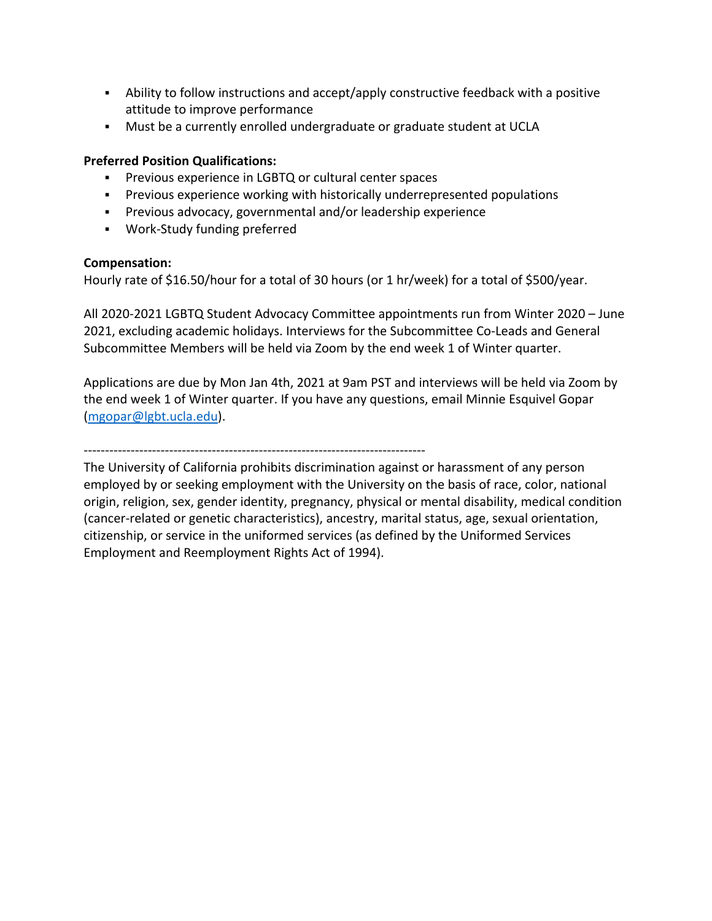- Ability to follow instructions and accept/apply constructive feedback with a positive attitude to improve performance
- Must be a currently enrolled undergraduate or graduate student at UCLA

**Preferred Position Qualifications:**

- Previous experience in LGBTQ or cultural center spaces
- Previous experience working with historically underrepresented populations
- Previous advocacy, governmental and/or leadership experience
- Work-Study funding preferred

**Compensation:**

Hourly rate of $16.50/hour for a total of 30 hours (or 1 hr/week) for a total of $500/year.

All 2020-2021 LGBTQ Student Advocacy Committee appointments run from Winter 2020 – June 2021, excluding academic holidays. Interviews for the Subcommittee Co-Leads and General Subcommittee Members will be held via Zoom by the end week 1 of Winter quarter.

Applications are due by Mon Jan 4th, 2021 at 9am PST and interviews will be held via Zoom by the end week 1 of Winter quarter. If you have any questions, email Minnie Esquivel Gopar (mgopar@lgbt.ucla.edu).

--------------------------------------------------------------------------------

The University of California prohibits discrimination against or harassment of any person employed by or seeking employment with the University on the basis of race, color, national origin, religion, sex, gender identity, pregnancy, physical or mental disability, medical condition (cancer-related or genetic characteristics), ancestry, marital status, age, sexual orientation, citizenship, or service in the uniformed services (as defined by the Uniformed Services Employment and Reemployment Rights Act of 1994).